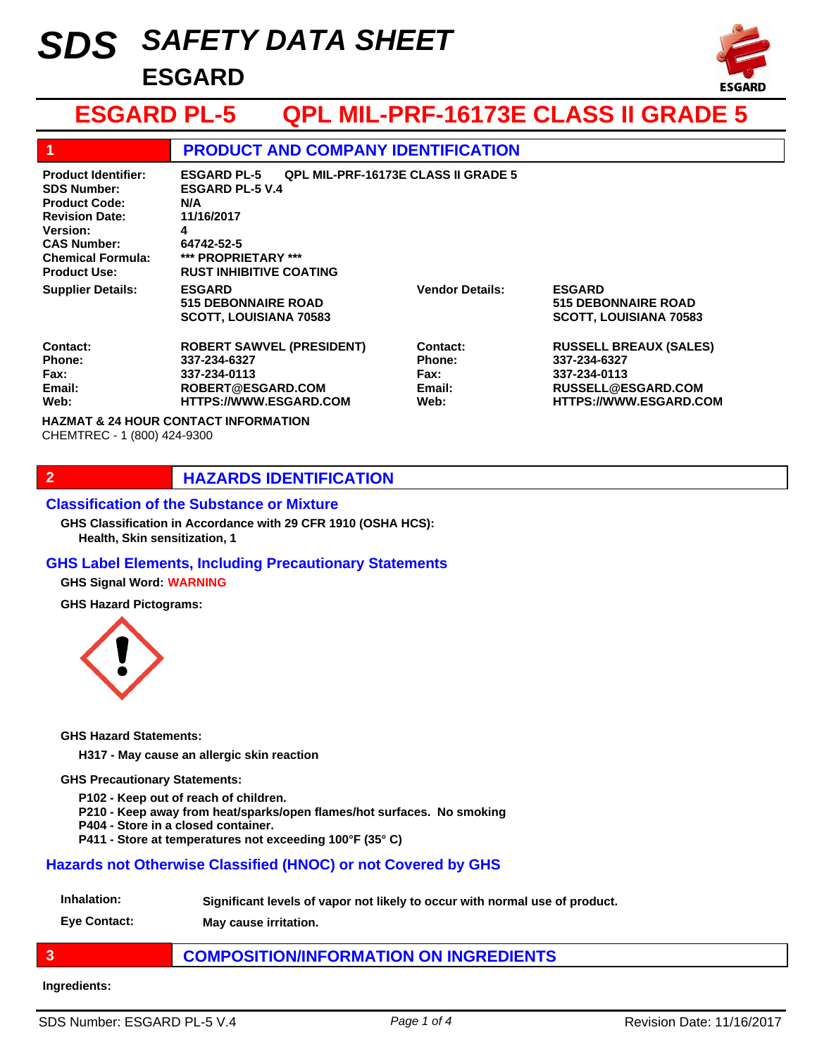# SDS SAFETY DATA SHEET

**ESGARD**

# ESGARD PL-5 QPL MIL-PRF-16173E CLASS II GRADE 5

## 1 PRODUCT AND COMPANY IDENTIFICATION

| | |
|---|---|
| **Product Identifier:** | **ESGARD PL-5 QPL MIL-PRF-16173E CLASS II GRADE 5** |
| **SDS Number:** | **ESGARD PL-5 V.4** |
| **Product Code:** | **N/A** |
| **Revision Date:** | **11/16/2017** |
| **Version:** | **4** |
| **CAS Number:** | **64742-52-5** |
| **Chemical Formula:** | **\*\*\* PROPRIETARY \*\*\*** |
| **Product Use:** | **RUST INHIBITIVE COATING** |

| | | | |
|---|---|---|---|
| **Supplier Details:** | **ESGARD**<br>**515 DEBONNAIRE ROAD**<br>**SCOTT, LOUISIANA 70583** | **Vendor Details:** | **ESGARD**<br>**515 DEBONNAIRE ROAD**<br>**SCOTT, LOUISIANA 70583** |
| **Contact:** | **ROBERT SAWVEL (PRESIDENT)** | **Contact:** | **RUSSELL BREAUX (SALES)** |
| **Phone:** | **337-234-6327** | **Phone:** | **337-234-6327** |
| **Fax:** | **337-234-0113** | **Fax:** | **337-234-0113** |
| **Email:** | **ROBERT@ESGARD.COM** | **Email:** | **RUSSELL@ESGARD.COM** |
| **Web:** | **HTTPS://WWW.ESGARD.COM** | **Web:** | **HTTPS://WWW.ESGARD.COM** |

**HAZMAT & 24 HOUR CONTACT INFORMATION**

CHEMTREC - 1 (800) 424-9300

## 2 HAZARDS IDENTIFICATION

### Classification of the Substance or Mixture

**GHS Classification in Accordance with 29 CFR 1910 (OSHA HCS):**

**Health, Skin sensitization, 1**

### GHS Label Elements, Including Precautionary Statements

**GHS Signal Word: WARNING**

**GHS Hazard Pictograms:**

**GHS Hazard Statements:**

**H317 - May cause an allergic skin reaction**

**GHS Precautionary Statements:**

**P102 - Keep out of reach of children.**
**P210 - Keep away from heat/sparks/open flames/hot surfaces. No smoking**
**P404 - Store in a closed container.**
**P411 - Store at temperatures not exceeding 100°F (35° C)**

### Hazards not Otherwise Classified (HNOC) or not Covered by GHS

| | |
|---|---|
| **Inhalation:** | **Significant levels of vapor not likely to occur with normal use of product.** |
| **Eye Contact:** | **May cause irritation.** |

## 3 COMPOSITION/INFORMATION ON INGREDIENTS

**Ingredients:**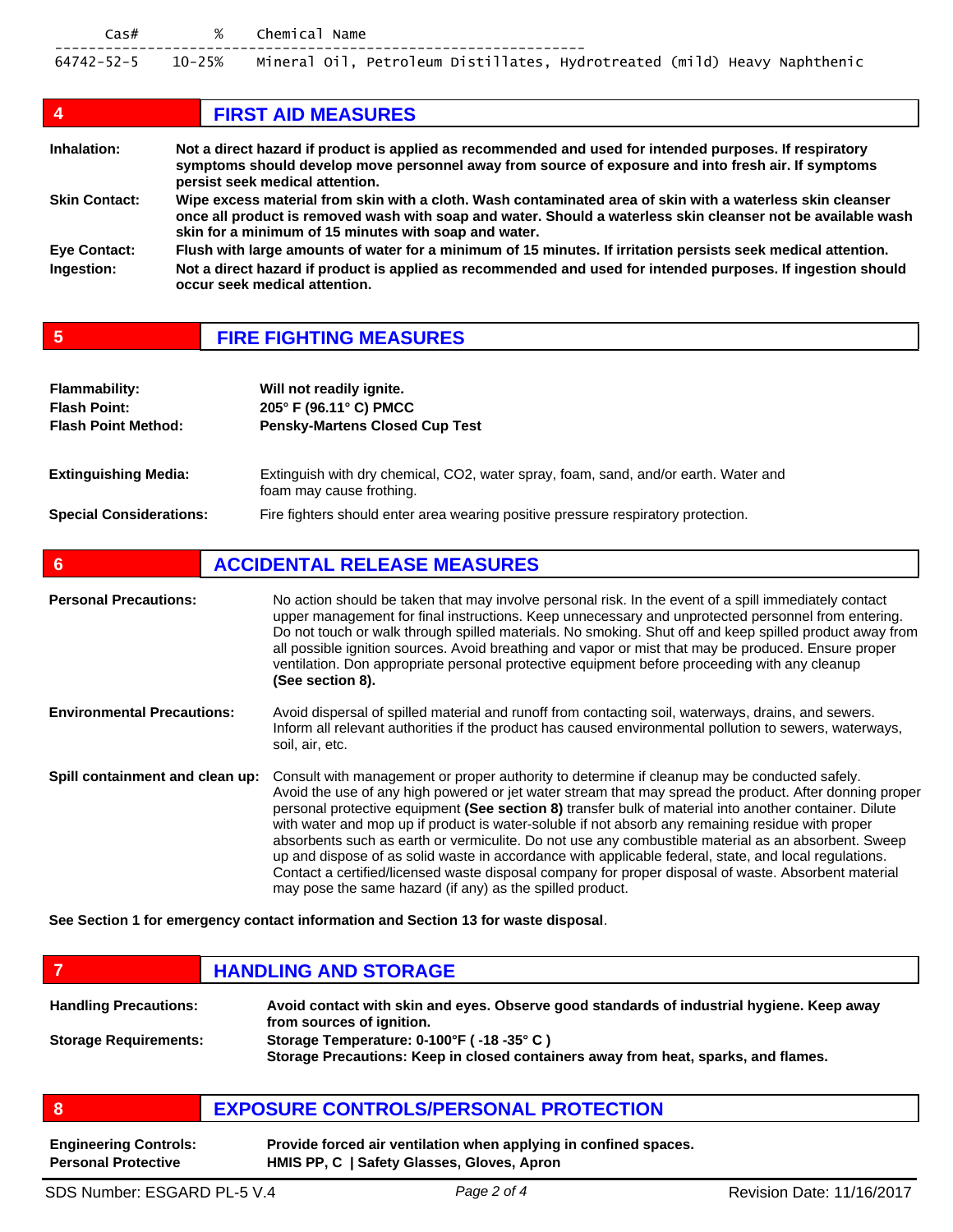| Cas# | % | Chemical Name |
|---|---|---|
| 64742-52-5 | 10-25% | Mineral Oil, Petroleum Distillates, Hydrotreated (mild) Heavy Naphthenic |

## 4 FIRST AID MEASURES

**Inhalation:** **Not a direct hazard if product is applied as recommended and used for intended purposes. If respiratory symptoms should develop move personnel away from source of exposure and into fresh air. If symptoms persist seek medical attention.**

**Skin Contact:** **Wipe excess material from skin with a cloth. Wash contaminated area of skin with a waterless skin cleanser once all product is removed wash with soap and water. Should a waterless skin cleanser not be available wash skin for a minimum of 15 minutes with soap and water.**

**Eye Contact:** **Flush with large amounts of water for a minimum of 15 minutes. If irritation persists seek medical attention.**

**Ingestion:** **Not a direct hazard if product is applied as recommended and used for intended purposes. If ingestion should occur seek medical attention.**

## 5 FIRE FIGHTING MEASURES

**Flammability:** **Will not readily ignite.**
**Flash Point:** **205° F (96.11° C) PMCC**
**Flash Point Method:** **Pensky-Martens Closed Cup Test**

**Extinguishing Media:** Extinguish with dry chemical, $CO_2$, water spray, foam, sand, and/or earth. Water and foam may cause frothing.

**Special Considerations:** Fire fighters should enter area wearing positive pressure respiratory protection.

## 6 ACCIDENTAL RELEASE MEASURES

**Personal Precautions:** No action should be taken that may involve personal risk. In the event of a spill immediately contact upper management for final instructions. Keep unnecessary and unprotected personnel from entering. Do not touch or walk through spilled materials. No smoking. Shut off and keep spilled product away from all possible ignition sources. Avoid breathing and vapor or mist that may be produced. Ensure proper ventilation. Don appropriate personal protective equipment before proceeding with any cleanup **(See section 8).**

**Environmental Precautions:** Avoid dispersal of spilled material and runoff from contacting soil, waterways, drains, and sewers. Inform all relevant authorities if the product has caused environmental pollution to sewers, waterways, soil, air, etc.

**Spill containment and clean up:** Consult with management or proper authority to determine if cleanup may be conducted safely. Avoid the use of any high powered or jet water stream that may spread the product. After donning proper personal protective equipment **(See section 8)** transfer bulk of material into another container. Dilute with water and mop up if product is water-soluble if not absorb any remaining residue with proper absorbents such as earth or vermiculite. Do not use any combustible material as an absorbent. Sweep up and dispose of as solid waste in accordance with applicable federal, state, and local regulations. Contact a certified/licensed waste disposal company for proper disposal of waste. Absorbent material may pose the same hazard (if any) as the spilled product.

**See Section 1 for emergency contact information and Section 13 for waste disposal**.

## 7 HANDLING AND STORAGE

**Handling Precautions:** **Avoid contact with skin and eyes. Observe good standards of industrial hygiene. Keep away from sources of ignition.**

**Storage Requirements:** **Storage Temperature: 0-100°F ( -18 -35° C )**
**Storage Precautions: Keep in closed containers away from heat, sparks, and flames.**

## 8 EXPOSURE CONTROLS/PERSONAL PROTECTION

**Engineering Controls:** **Provide forced air ventilation when applying in confined spaces.**
**Personal Protective** **HMIS PP, C | Safety Glasses, Gloves, Apron**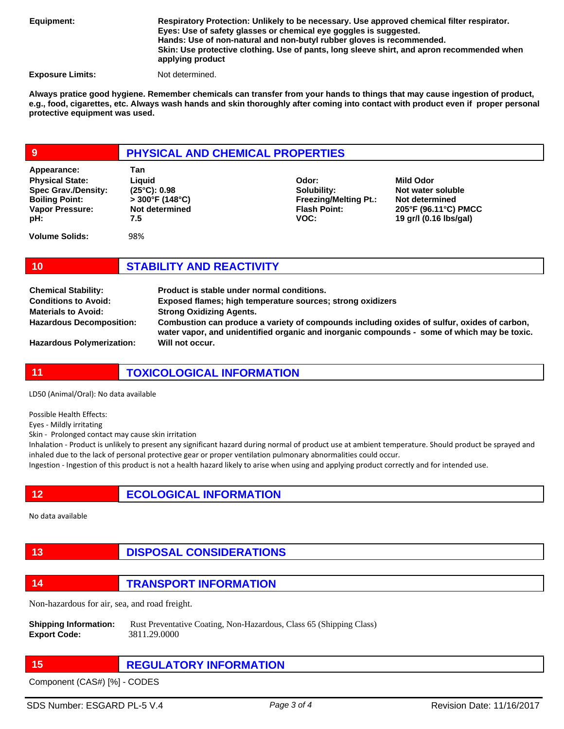| | |
|---|---|
| **Equipment:** | **Respiratory Protection: Unlikely to be necessary. Use approved chemical filter respirator.**<br>**Eyes: Use of safety glasses or chemical eye goggles is suggested.**<br>**Hands: Use of non-natural and non-butyl rubber gloves is recommended.**<br>**Skin: Use protective clothing. Use of pants, long sleeve shirt, and apron recommended when applying product** |
| **Exposure Limits:** | Not determined. |

**Always pratice good hygiene. Remember chemicals can transfer from your hands to things that may cause ingestion of product, e.g., food, cigarettes, etc. Always wash hands and skin thoroughly after coming into contact with product even if proper personal protective equipment was used.**

## 9 PHYSICAL AND CHEMICAL PROPERTIES

| | | | |
|---|---|---|---|
| **Appearance:** | **Tan** | | |
| **Physical State:** | **Liquid** | **Odor:** | **Mild Odor** |
| **Spec Grav./Density:** | **(25°C): 0.98** | **Solubility:** | **Not water soluble** |
| **Boiling Point:** | **> 300°F (148°C)** | **Freezing/Melting Pt.:** | **Not determined** |
| **Vapor Pressure:** | **Not determined** | **Flash Point:** | **205°F (96.11°C) PMCC** |
| **pH:** | **7.5** | **VOC:** | **19 gr/l (0.16 lbs/gal)** |
| **Volume Solids:** | 98% | | |

## 10 STABILITY AND REACTIVITY

| | |
|---|---|
| **Chemical Stability:** | **Product is stable under normal conditions.** |
| **Conditions to Avoid:** | **Exposed flames; high temperature sources; strong oxidizers** |
| **Materials to Avoid:** | **Strong Oxidizing Agents.** |
| **Hazardous Decomposition:** | **Combustion can produce a variety of compounds including oxides of sulfur, oxides of carbon, water vapor, and unidentified organic and inorganic compounds - some of which may be toxic.** |
| **Hazardous Polymerization:** | **Will not occur.** |

## 11 TOXICOLOGICAL INFORMATION

LD50 (Animal/Oral): No data available

Possible Health Effects:
Eyes - Mildly irritating
Skin - Prolonged contact may cause skin irritation
Inhalation - Product is unlikely to present any significant hazard during normal of product use at ambient temperature. Should product be sprayed and inhaled due to the lack of personal protective gear or proper ventilation pulmonary abnormalities could occur.
Ingestion - Ingestion of this product is not a health hazard likely to arise when using and applying product correctly and for intended use.

## 12 ECOLOGICAL INFORMATION

No data available

## 13 DISPOSAL CONSIDERATIONS

## 14 TRANSPORT INFORMATION

Non-hazardous for air, sea, and road freight.

| | |
|---|---|
| **Shipping Information:** | Rust Preventative Coating, Non-Hazardous, Class 65 (Shipping Class) |
| **Export Code:** | 3811.29.0000 |

## 15 REGULATORY INFORMATION

Component (CAS#) [%] - CODES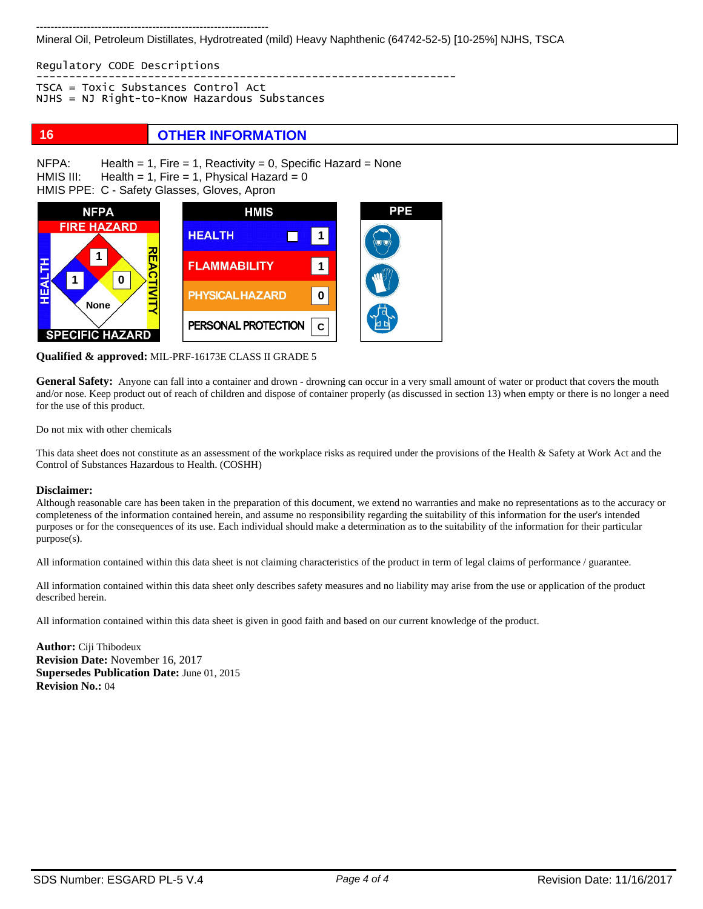----------------------------------------------------------------
Mineral Oil, Petroleum Distillates, Hydrotreated (mild) Heavy Naphthenic (64742-52-5) [10-25%] NJHS, TSCA

```
Regulatory CODE Descriptions
-----------------------------------------------------------------
TSCA = Toxic Substances Control Act
NJHS = NJ Right-to-Know Hazardous Substances
```

## 16 OTHER INFORMATION

NFPA: Health = 1, Fire = 1, Reactivity = 0, Specific Hazard = None
HMIS III: Health = 1, Fire = 1, Physical Hazard = 0
HMIS PPE: C - Safety Glasses, Gloves, Apron

NFPA
FIRE HAZARD
HEALTH
REACTIVITY
1
1
0
None
SPECIFIC HAZARD

| HMIS | |
|---|---|
| HEALTH | 1 |
| FLAMMABILITY | 1 |
| PHYSICAL HAZARD | 0 |
| PERSONAL PROTECTION | C |

PPE

**Qualified & approved:** MIL-PRF-16173E CLASS II GRADE 5

**General Safety:** Anyone can fall into a container and drown - drowning can occur in a very small amount of water or product that covers the mouth and/or nose. Keep product out of reach of children and dispose of container properly (as discussed in section 13) when empty or there is no longer a need for the use of this product.

Do not mix with other chemicals

This data sheet does not constitute as an assessment of the workplace risks as required under the provisions of the Health & Safety at Work Act and the Control of Substances Hazardous to Health. (COSHH)

**Disclaimer:**
Although reasonable care has been taken in the preparation of this document, we extend no warranties and make no representations as to the accuracy or completeness of the information contained herein, and assume no responsibility regarding the suitability of this information for the user's intended purposes or for the consequences of its use. Each individual should make a determination as to the suitability of the information for their particular purpose(s).

All information contained within this data sheet is not claiming characteristics of the product in term of legal claims of performance / guarantee.

All information contained within this data sheet only describes safety measures and no liability may arise from the use or application of the product described herein.

All information contained within this data sheet is given in good faith and based on our current knowledge of the product.

**Author:** Ciji Thibodeux
**Revision Date:** November 16, 2017
**Supersedes Publication Date:** June 01, 2015
**Revision No.:** 04